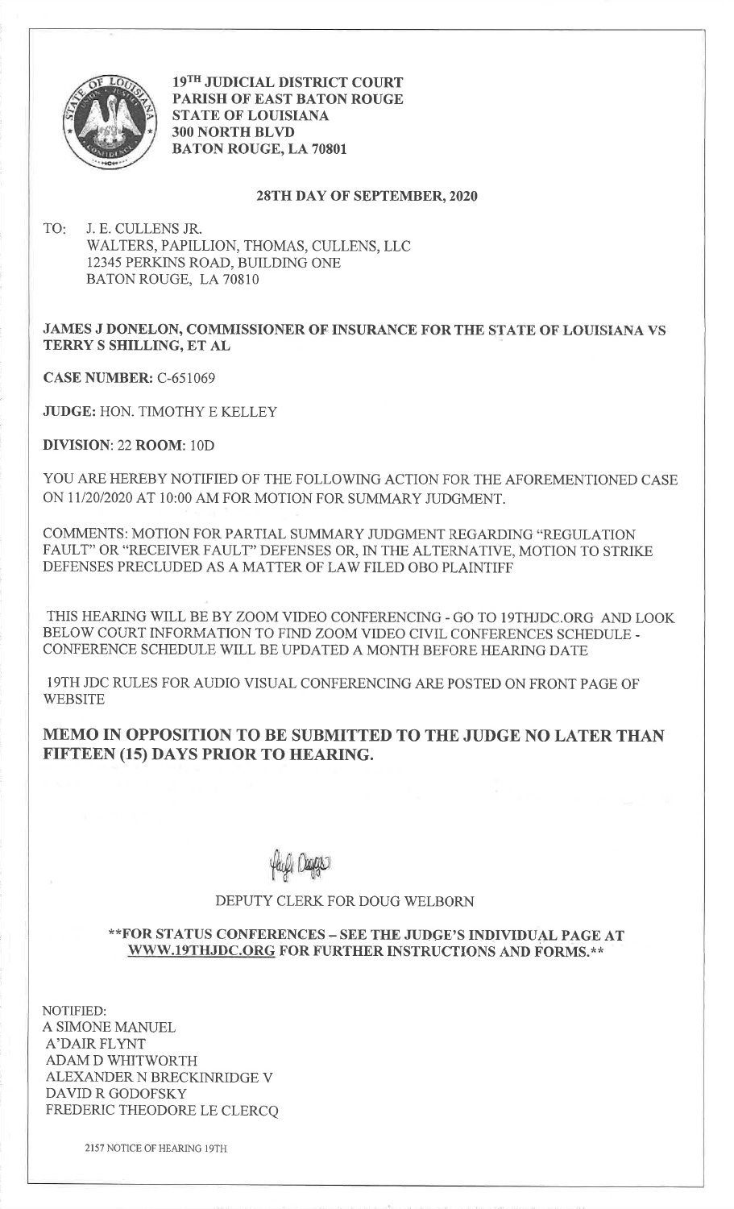**19TH JUDICIAL DISTRICT COURT**
**PARISH OF EAST BATON ROUGE**
**STATE OF LOUISIANA**
**300 NORTH BLVD**
**BATON ROUGE, LA 70801**

**28TH DAY OF SEPTEMBER, 2020**

TO: J. E. CULLENS JR.
WALTERS, PAPILLION, THOMAS, CULLENS, LLC
12345 PERKINS ROAD, BUILDING ONE
BATON ROUGE, LA 70810

**JAMES J DONELON, COMMISSIONER OF INSURANCE FOR THE STATE OF LOUISIANA VS TERRY S SHILLING, ET AL**

**CASE NUMBER:** C-651069

**JUDGE:** HON. TIMOTHY E KELLEY

**DIVISION:** 22 **ROOM:** 10D

YOU ARE HEREBY NOTIFIED OF THE FOLLOWING ACTION FOR THE AFOREMENTIONED CASE ON 11/20/2020 AT 10:00 AM FOR MOTION FOR SUMMARY JUDGMENT.

COMMENTS: MOTION FOR PARTIAL SUMMARY JUDGMENT REGARDING "REGULATION FAULT" OR "RECEIVER FAULT" DEFENSES OR, IN THE ALTERNATIVE, MOTION TO STRIKE DEFENSES PRECLUDED AS A MATTER OF LAW FILED OBO PLAINTIFF

THIS HEARING WILL BE BY ZOOM VIDEO CONFERENCING - GO TO 19THJDC.ORG AND LOOK BELOW COURT INFORMATION TO FIND ZOOM VIDEO CIVIL CONFERENCES SCHEDULE - CONFERENCE SCHEDULE WILL BE UPDATED A MONTH BEFORE HEARING DATE

19TH JDC RULES FOR AUDIO VISUAL CONFERENCING ARE POSTED ON FRONT PAGE OF WEBSITE

**MEMO IN OPPOSITION TO BE SUBMITTED TO THE JUDGE NO LATER THAN FIFTEEN (15) DAYS PRIOR TO HEARING.**

DEPUTY CLERK FOR DOUG WELBORN

**\*\*FOR STATUS CONFERENCES – SEE THE JUDGE'S INDIVIDUAL PAGE AT WWW.19THJDC.ORG FOR FURTHER INSTRUCTIONS AND FORMS.\*\***

NOTIFIED:
A SIMONE MANUEL
A'DAIR FLYNT
ADAM D WHITWORTH
ALEXANDER N BRECKINRIDGE V
DAVID R GODOFSKY
FREDERIC THEODORE LE CLERCQ

2157 NOTICE OF HEARING 19TH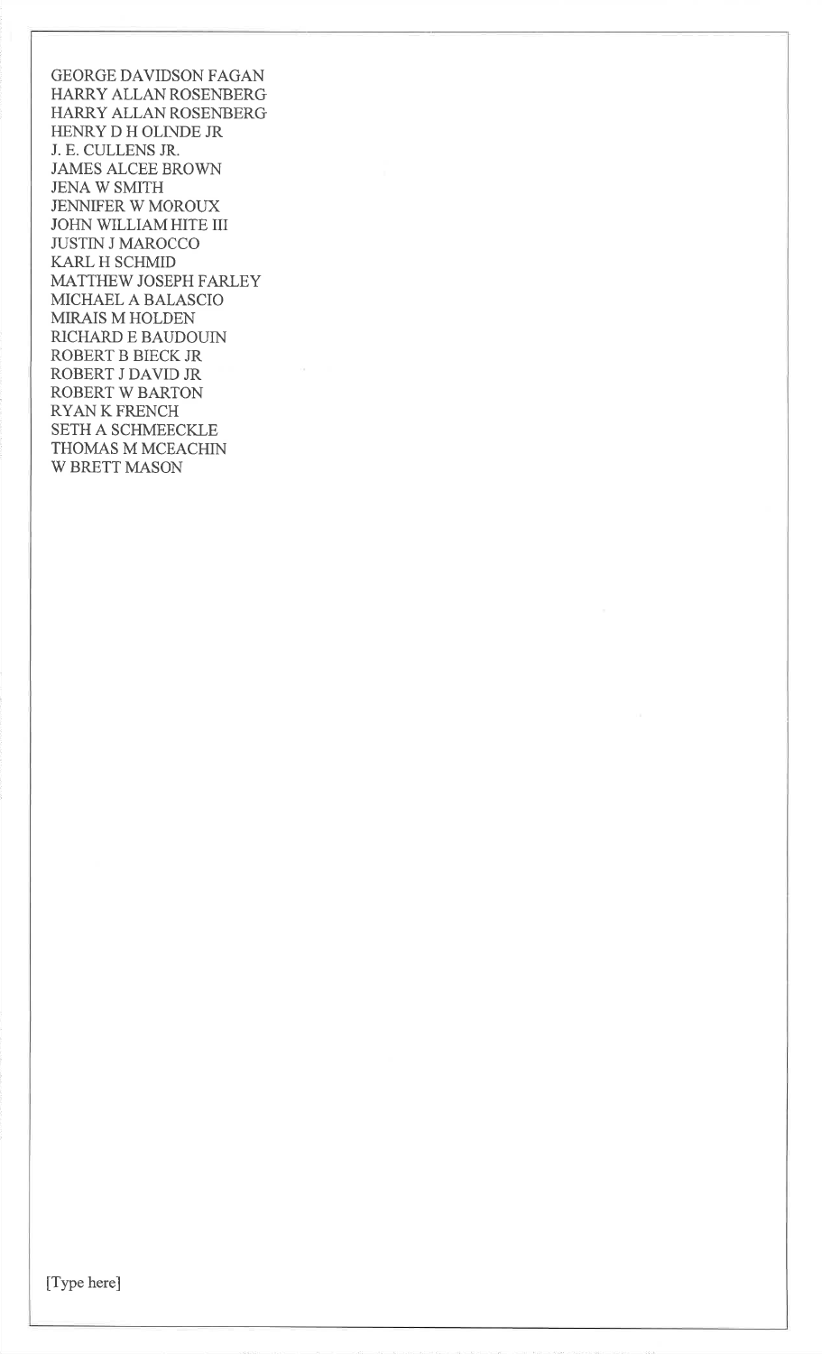GEORGE DAVIDSON FAGAN
HARRY ALLAN ROSENBERG
HARRY ALLAN ROSENBERG
HENRY D H OLINDE JR
J. E. CULLENS JR.
JAMES ALCEE BROWN
JENA W SMITH
JENNIFER W MOROUX
JOHN WILLIAM HITE III
JUSTIN J MAROCCO
KARL H SCHMID
MATTHEW JOSEPH FARLEY
MICHAEL A BALASCIO
MIRAIS M HOLDEN
RICHARD E BAUDOUIN
ROBERT B BIECK JR
ROBERT J DAVID JR
ROBERT W BARTON
RYAN K FRENCH
SETH A SCHMEECKLE
THOMAS M MCEACHIN
W BRETT MASON

[Type here]